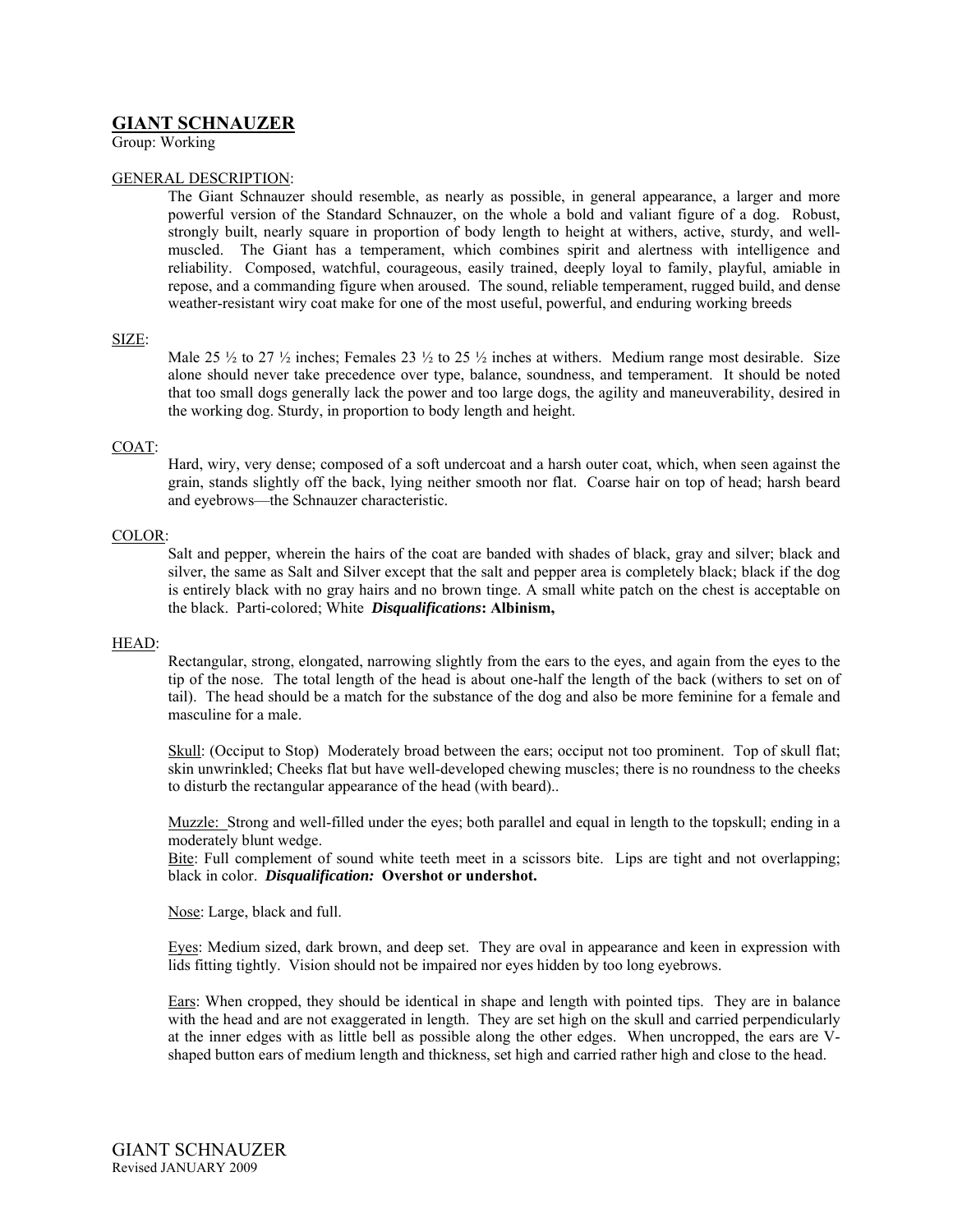# GIANT SCHNAUZER

Group: Working

## GENERAL DESCRIPTION:

The Giant Schnauzer should resemble, as nearly as possible, in general appearance, a larger and more powerful version of the Standard Schnauzer, on the whole a bold and valiant figure of a dog. Robust, strongly built, nearly square in proportion of body length to height at withers, active, sturdy, and well-muscled. The Giant has a temperament, which combines spirit and alertness with intelligence and reliability. Composed, watchful, courageous, easily trained, deeply loyal to family, playful, amiable in repose, and a commanding figure when aroused. The sound, reliable temperament, rugged build, and dense weather-resistant wiry coat make for one of the most useful, powerful, and enduring working breeds

## SIZE:

Male 25 ½ to 27 ½ inches; Females 23 ½ to 25 ½ inches at withers. Medium range most desirable. Size alone should never take precedence over type, balance, soundness, and temperament. It should be noted that too small dogs generally lack the power and too large dogs, the agility and maneuverability, desired in the working dog. Sturdy, in proportion to body length and height.

## COAT:

Hard, wiry, very dense; composed of a soft undercoat and a harsh outer coat, which, when seen against the grain, stands slightly off the back, lying neither smooth nor flat. Coarse hair on top of head; harsh beard and eyebrows—the Schnauzer characteristic.

## COLOR:

Salt and pepper, wherein the hairs of the coat are banded with shades of black, gray and silver; black and silver, the same as Salt and Silver except that the salt and pepper area is completely black; black if the dog is entirely black with no gray hairs and no brown tinge. A small white patch on the chest is acceptable on the black. Parti-colored; White ***Disqualifications*: Albinism,**

## HEAD:

Rectangular, strong, elongated, narrowing slightly from the ears to the eyes, and again from the eyes to the tip of the nose. The total length of the head is about one-half the length of the back (withers to set on of tail). The head should be a match for the substance of the dog and also be more feminine for a female and masculine for a male.

Skull: (Occiput to Stop) Moderately broad between the ears; occiput not too prominent. Top of skull flat; skin unwrinkled; Cheeks flat but have well-developed chewing muscles; there is no roundness to the cheeks to disturb the rectangular appearance of the head (with beard)..

Muzzle: Strong and well-filled under the eyes; both parallel and equal in length to the topskull; ending in a moderately blunt wedge.

Bite: Full complement of sound white teeth meet in a scissors bite. Lips are tight and not overlapping; black in color. ***Disqualification:* Overshot or undershot.**

Nose: Large, black and full.

Eyes: Medium sized, dark brown, and deep set. They are oval in appearance and keen in expression with lids fitting tightly. Vision should not be impaired nor eyes hidden by too long eyebrows.

Ears: When cropped, they should be identical in shape and length with pointed tips. They are in balance with the head and are not exaggerated in length. They are set high on the skull and carried perpendicularly at the inner edges with as little bell as possible along the other edges. When uncropped, the ears are V-shaped button ears of medium length and thickness, set high and carried rather high and close to the head.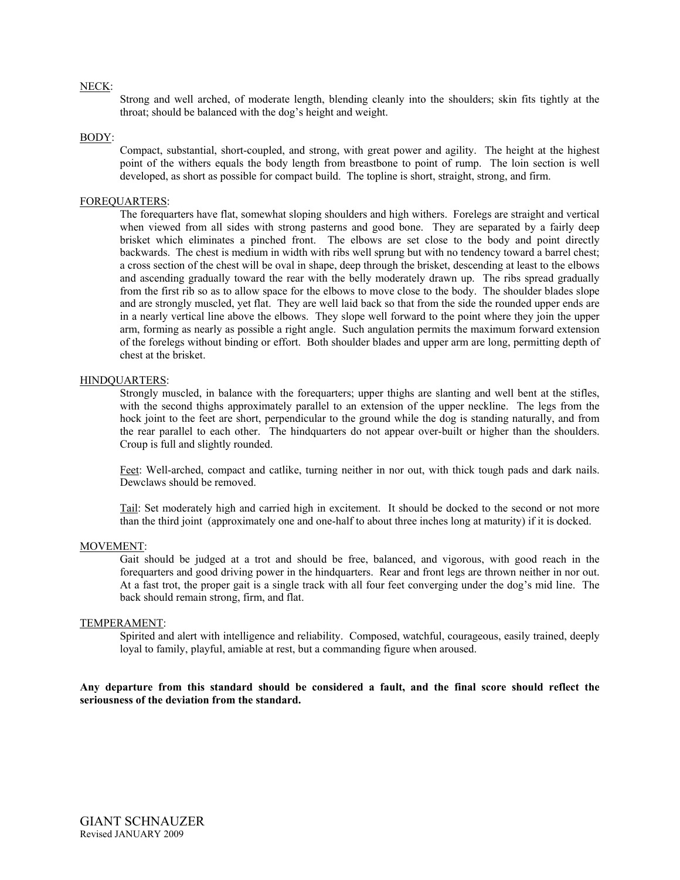## NECK:

Strong and well arched, of moderate length, blending cleanly into the shoulders; skin fits tightly at the throat; should be balanced with the dog's height and weight.

## BODY:

Compact, substantial, short-coupled, and strong, with great power and agility. The height at the highest point of the withers equals the body length from breastbone to point of rump. The loin section is well developed, as short as possible for compact build. The topline is short, straight, strong, and firm.

## FOREQUARTERS:

The forequarters have flat, somewhat sloping shoulders and high withers. Forelegs are straight and vertical when viewed from all sides with strong pasterns and good bone. They are separated by a fairly deep brisket which eliminates a pinched front. The elbows are set close to the body and point directly backwards. The chest is medium in width with ribs well sprung but with no tendency toward a barrel chest; a cross section of the chest will be oval in shape, deep through the brisket, descending at least to the elbows and ascending gradually toward the rear with the belly moderately drawn up. The ribs spread gradually from the first rib so as to allow space for the elbows to move close to the body. The shoulder blades slope and are strongly muscled, yet flat. They are well laid back so that from the side the rounded upper ends are in a nearly vertical line above the elbows. They slope well forward to the point where they join the upper arm, forming as nearly as possible a right angle. Such angulation permits the maximum forward extension of the forelegs without binding or effort. Both shoulder blades and upper arm are long, permitting depth of chest at the brisket.

## HINDQUARTERS:

Strongly muscled, in balance with the forequarters; upper thighs are slanting and well bent at the stifles, with the second thighs approximately parallel to an extension of the upper neckline. The legs from the hock joint to the feet are short, perpendicular to the ground while the dog is standing naturally, and from the rear parallel to each other. The hindquarters do not appear over-built or higher than the shoulders. Croup is full and slightly rounded.

Feet: Well-arched, compact and catlike, turning neither in nor out, with thick tough pads and dark nails. Dewclaws should be removed.

Tail: Set moderately high and carried high in excitement. It should be docked to the second or not more than the third joint (approximately one and one-half to about three inches long at maturity) if it is docked.

## MOVEMENT:

Gait should be judged at a trot and should be free, balanced, and vigorous, with good reach in the forequarters and good driving power in the hindquarters. Rear and front legs are thrown neither in nor out. At a fast trot, the proper gait is a single track with all four feet converging under the dog's mid line. The back should remain strong, firm, and flat.

## TEMPERAMENT:

Spirited and alert with intelligence and reliability. Composed, watchful, courageous, easily trained, deeply loyal to family, playful, amiable at rest, but a commanding figure when aroused.

**Any departure from this standard should be considered a fault, and the final score should reflect the seriousness of the deviation from the standard.**